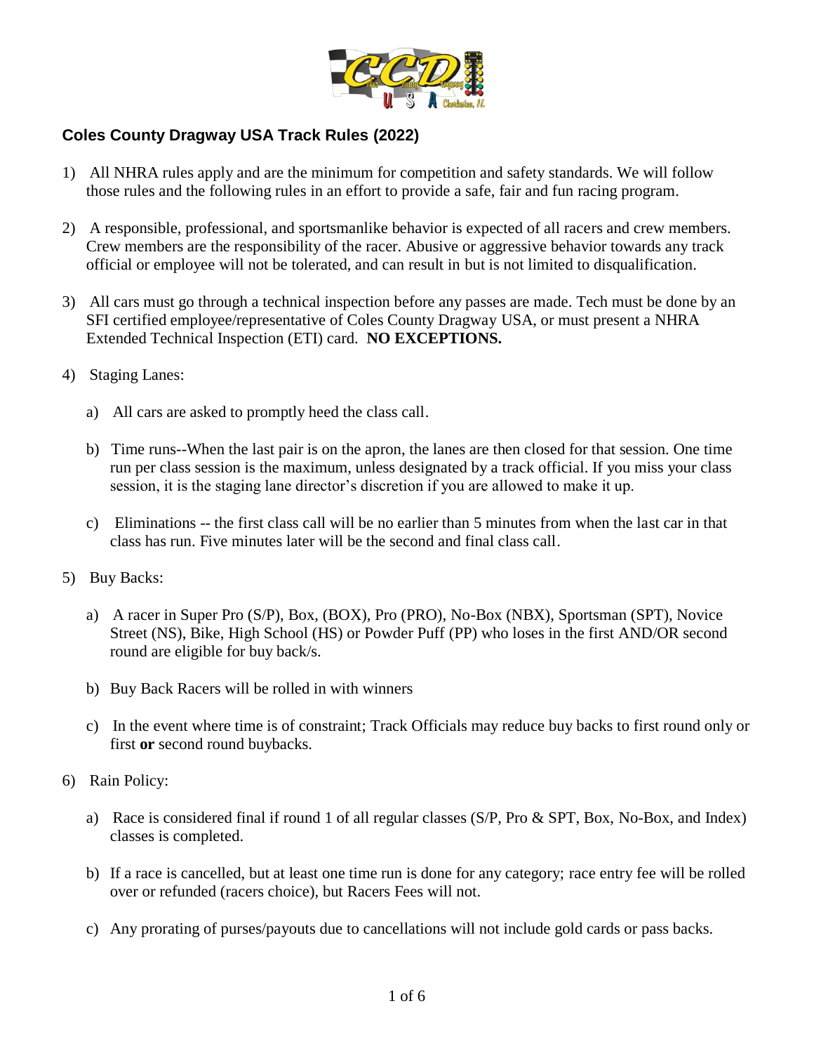## Coles County Dragway USA Track Rules (2022)

1) All NHRA rules apply and are the minimum for competition and safety standards. We will follow those rules and the following rules in an effort to provide a safe, fair and fun racing program.

2) A responsible, professional, and sportsmanlike behavior is expected of all racers and crew members. Crew members are the responsibility of the racer. Abusive or aggressive behavior towards any track official or employee will not be tolerated, and can result in but is not limited to disqualification.

3) All cars must go through a technical inspection before any passes are made. Tech must be done by an SFI certified employee/representative of Coles County Dragway USA, or must present a NHRA Extended Technical Inspection (ETI) card. **NO EXCEPTIONS.**

4) Staging Lanes:

   a) All cars are asked to promptly heed the class call.

   b) Time runs--When the last pair is on the apron, the lanes are then closed for that session. One time run per class session is the maximum, unless designated by a track official. If you miss your class session, it is the staging lane director's discretion if you are allowed to make it up.

   c) Eliminations -- the first class call will be no earlier than 5 minutes from when the last car in that class has run. Five minutes later will be the second and final class call.

5) Buy Backs:

   a) A racer in Super Pro (S/P), Box, (BOX), Pro (PRO), No-Box (NBX), Sportsman (SPT), Novice Street (NS), Bike, High School (HS) or Powder Puff (PP) who loses in the first AND/OR second round are eligible for buy back/s.

   b) Buy Back Racers will be rolled in with winners

   c) In the event where time is of constraint; Track Officials may reduce buy backs to first round only or first **or** second round buybacks.

6) Rain Policy:

   a) Race is considered final if round 1 of all regular classes (S/P, Pro & SPT, Box, No-Box, and Index) classes is completed.

   b) If a race is cancelled, but at least one time run is done for any category; race entry fee will be rolled over or refunded (racers choice), but Racers Fees will not.

   c) Any prorating of purses/payouts due to cancellations will not include gold cards or pass backs.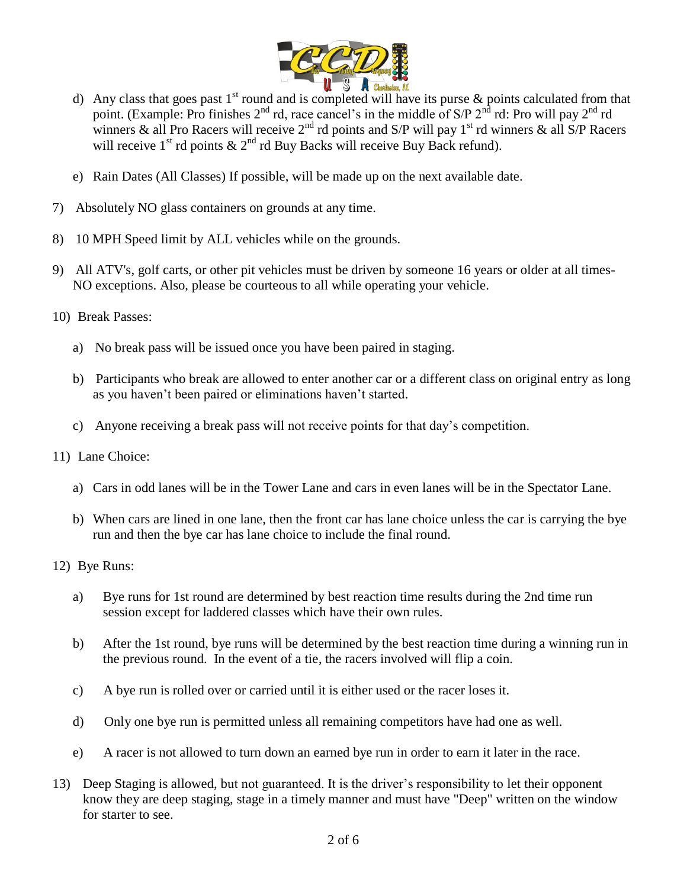d) Any class that goes past 1st round and is completed will have its purse & points calculated from that point. (Example: Pro finishes 2nd rd, race cancel's in the middle of S/P 2nd rd: Pro will pay 2nd rd winners & all Pro Racers will receive 2nd rd points and S/P will pay 1st rd winners & all S/P Racers will receive 1st rd points & 2nd rd Buy Backs will receive Buy Back refund).

e) Rain Dates (All Classes) If possible, will be made up on the next available date.

7) Absolutely NO glass containers on grounds at any time.

8) 10 MPH Speed limit by ALL vehicles while on the grounds.

9) All ATV's, golf carts, or other pit vehicles must be driven by someone 16 years or older at all times- NO exceptions. Also, please be courteous to all while operating your vehicle.

10) Break Passes:

   a) No break pass will be issued once you have been paired in staging.

   b) Participants who break are allowed to enter another car or a different class on original entry as long as you haven't been paired or eliminations haven't started.

   c) Anyone receiving a break pass will not receive points for that day's competition.

11) Lane Choice:

   a) Cars in odd lanes will be in the Tower Lane and cars in even lanes will be in the Spectator Lane.

   b) When cars are lined in one lane, then the front car has lane choice unless the car is carrying the bye run and then the bye car has lane choice to include the final round.

12) Bye Runs:

   a) Bye runs for 1st round are determined by best reaction time results during the 2nd time run session except for laddered classes which have their own rules.

   b) After the 1st round, bye runs will be determined by the best reaction time during a winning run in the previous round. In the event of a tie, the racers involved will flip a coin.

   c) A bye run is rolled over or carried until it is either used or the racer loses it.

   d) Only one bye run is permitted unless all remaining competitors have had one as well.

   e) A racer is not allowed to turn down an earned bye run in order to earn it later in the race.

13) Deep Staging is allowed, but not guaranteed. It is the driver's responsibility to let their opponent know they are deep staging, stage in a timely manner and must have "Deep" written on the window for starter to see.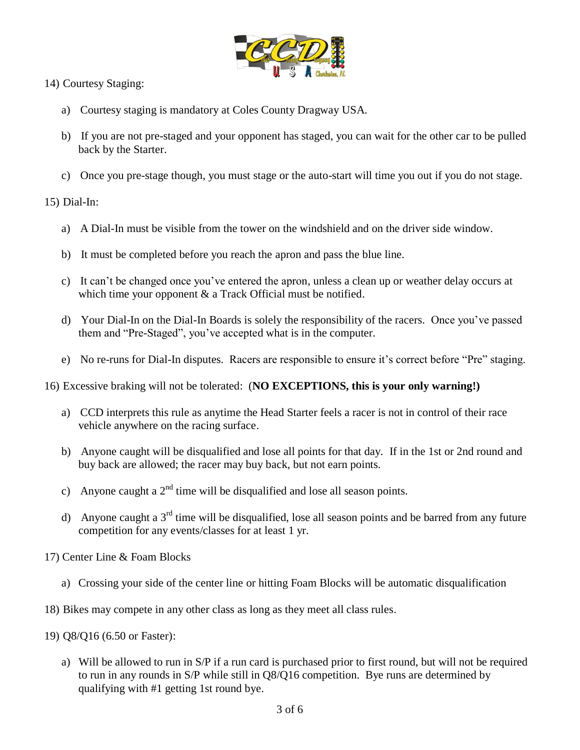14) Courtesy Staging:

a) Courtesy staging is mandatory at Coles County Dragway USA.

b) If you are not pre-staged and your opponent has staged, you can wait for the other car to be pulled back by the Starter.

c) Once you pre-stage though, you must stage or the auto-start will time you out if you do not stage.

15) Dial-In:

a) A Dial-In must be visible from the tower on the windshield and on the driver side window.

b) It must be completed before you reach the apron and pass the blue line.

c) It can't be changed once you've entered the apron, unless a clean up or weather delay occurs at which time your opponent & a Track Official must be notified.

d) Your Dial-In on the Dial-In Boards is solely the responsibility of the racers. Once you've passed them and "Pre-Staged", you've accepted what is in the computer.

e) No re-runs for Dial-In disputes. Racers are responsible to ensure it's correct before "Pre" staging.

16) Excessive braking will not be tolerated: (**NO EXCEPTIONS, this is your only warning!)**

a) CCD interprets this rule as anytime the Head Starter feels a racer is not in control of their race vehicle anywhere on the racing surface.

b) Anyone caught will be disqualified and lose all points for that day. If in the 1st or 2nd round and buy back are allowed; the racer may buy back, but not earn points.

c) Anyone caught a 2nd time will be disqualified and lose all season points.

d) Anyone caught a 3rd time will be disqualified, lose all season points and be barred from any future competition for any events/classes for at least 1 yr.

17) Center Line & Foam Blocks

a) Crossing your side of the center line or hitting Foam Blocks will be automatic disqualification

18) Bikes may compete in any other class as long as they meet all class rules.

19) Q8/Q16 (6.50 or Faster):

a) Will be allowed to run in S/P if a run card is purchased prior to first round, but will not be required to run in any rounds in S/P while still in Q8/Q16 competition. Bye runs are determined by qualifying with #1 getting 1st round bye.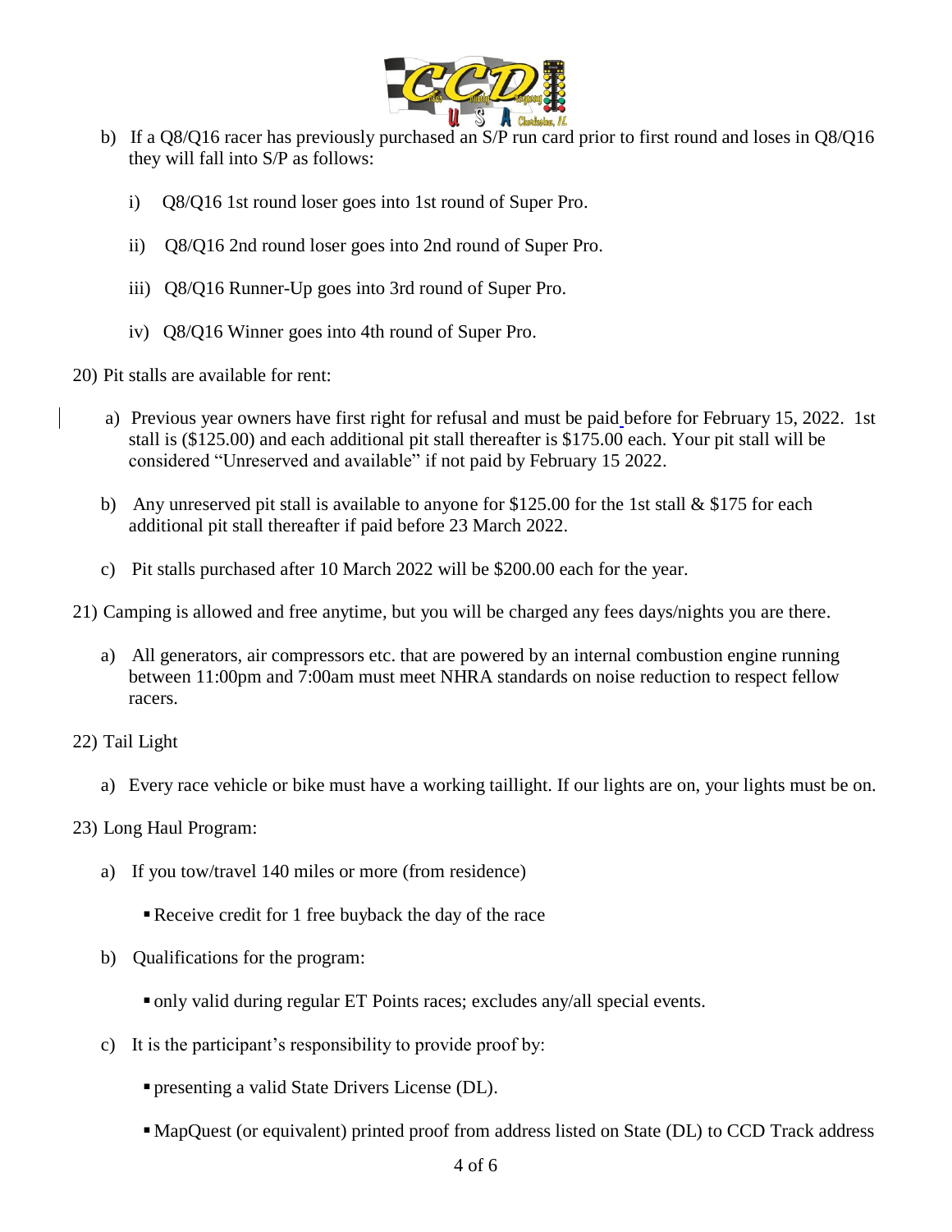b) If a Q8/Q16 racer has previously purchased an S/P run card prior to first round and loses in Q8/Q16 they will fall into S/P as follows:

   i) Q8/Q16 1st round loser goes into 1st round of Super Pro.

   ii) Q8/Q16 2nd round loser goes into 2nd round of Super Pro.

   iii) Q8/Q16 Runner-Up goes into 3rd round of Super Pro.

   iv) Q8/Q16 Winner goes into 4th round of Super Pro.

20) Pit stalls are available for rent:

   a) Previous year owners have first right for refusal and must be paid before for February 15, 2022. 1st stall is ($125.00) and each additional pit stall thereafter is $175.00 each. Your pit stall will be considered "Unreserved and available" if not paid by February 15 2022.

   b) Any unreserved pit stall is available to anyone for $125.00 for the 1st stall & $175 for each additional pit stall thereafter if paid before 23 March 2022.

   c) Pit stalls purchased after 10 March 2022 will be $200.00 each for the year.

21) Camping is allowed and free anytime, but you will be charged any fees days/nights you are there.

   a) All generators, air compressors etc. that are powered by an internal combustion engine running between 11:00pm and 7:00am must meet NHRA standards on noise reduction to respect fellow racers.

22) Tail Light

   a) Every race vehicle or bike must have a working taillight. If our lights are on, your lights must be on.

23) Long Haul Program:

   a) If you tow/travel 140 miles or more (from residence)

      - Receive credit for 1 free buyback the day of the race

   b) Qualifications for the program:

      - only valid during regular ET Points races; excludes any/all special events.

   c) It is the participant's responsibility to provide proof by:

      - presenting a valid State Drivers License (DL).

      - MapQuest (or equivalent) printed proof from address listed on State (DL) to CCD Track address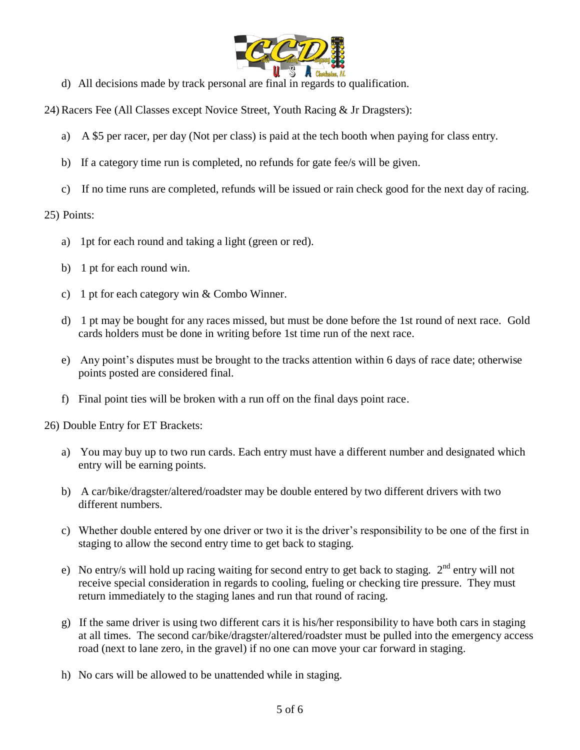d) All decisions made by track personal are final in regards to qualification.

24) Racers Fee (All Classes except Novice Street, Youth Racing & Jr Dragsters):

a) A $5 per racer, per day (Not per class) is paid at the tech booth when paying for class entry.

b) If a category time run is completed, no refunds for gate fee/s will be given.

c) If no time runs are completed, refunds will be issued or rain check good for the next day of racing.

25) Points:

a) 1pt for each round and taking a light (green or red).

b) 1 pt for each round win.

c) 1 pt for each category win & Combo Winner.

d) 1 pt may be bought for any races missed, but must be done before the 1st round of next race. Gold cards holders must be done in writing before 1st time run of the next race.

e) Any point's disputes must be brought to the tracks attention within 6 days of race date; otherwise points posted are considered final.

f) Final point ties will be broken with a run off on the final days point race.

26) Double Entry for ET Brackets:

a) You may buy up to two run cards. Each entry must have a different number and designated which entry will be earning points.

b) A car/bike/dragster/altered/roadster may be double entered by two different drivers with two different numbers.

c) Whether double entered by one driver or two it is the driver's responsibility to be one of the first in staging to allow the second entry time to get back to staging.

e) No entry/s will hold up racing waiting for second entry to get back to staging. 2nd entry will not receive special consideration in regards to cooling, fueling or checking tire pressure. They must return immediately to the staging lanes and run that round of racing.

g) If the same driver is using two different cars it is his/her responsibility to have both cars in staging at all times. The second car/bike/dragster/altered/roadster must be pulled into the emergency access road (next to lane zero, in the gravel) if no one can move your car forward in staging.

h) No cars will be allowed to be unattended while in staging.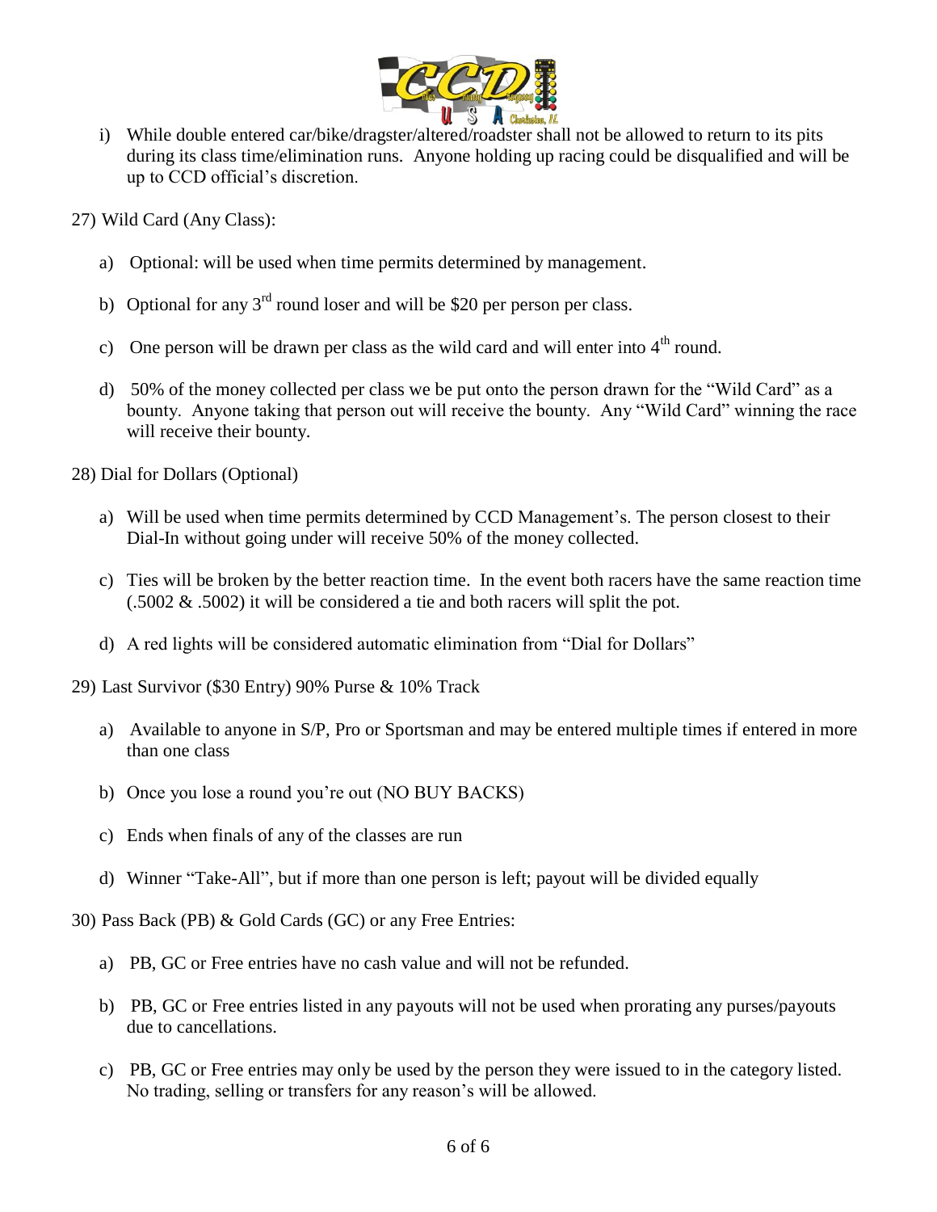i) While double entered car/bike/dragster/altered/roadster shall not be allowed to return to its pits during its class time/elimination runs. Anyone holding up racing could be disqualified and will be up to CCD official's discretion.

27) Wild Card (Any Class):

a) Optional: will be used when time permits determined by management.

b) Optional for any 3rd round loser and will be $20 per person per class.

c) One person will be drawn per class as the wild card and will enter into 4th round.

d) 50% of the money collected per class we be put onto the person drawn for the "Wild Card" as a bounty. Anyone taking that person out will receive the bounty. Any "Wild Card" winning the race will receive their bounty.

28) Dial for Dollars (Optional)

a) Will be used when time permits determined by CCD Management's. The person closest to their Dial-In without going under will receive 50% of the money collected.

c) Ties will be broken by the better reaction time. In the event both racers have the same reaction time (.5002 & .5002) it will be considered a tie and both racers will split the pot.

d) A red lights will be considered automatic elimination from "Dial for Dollars"

29) Last Survivor ($30 Entry) 90% Purse & 10% Track

a) Available to anyone in S/P, Pro or Sportsman and may be entered multiple times if entered in more than one class

b) Once you lose a round you're out (NO BUY BACKS)

c) Ends when finals of any of the classes are run

d) Winner "Take-All", but if more than one person is left; payout will be divided equally

30) Pass Back (PB) & Gold Cards (GC) or any Free Entries:

a) PB, GC or Free entries have no cash value and will not be refunded.

b) PB, GC or Free entries listed in any payouts will not be used when prorating any purses/payouts due to cancellations.

c) PB, GC or Free entries may only be used by the person they were issued to in the category listed. No trading, selling or transfers for any reason's will be allowed.